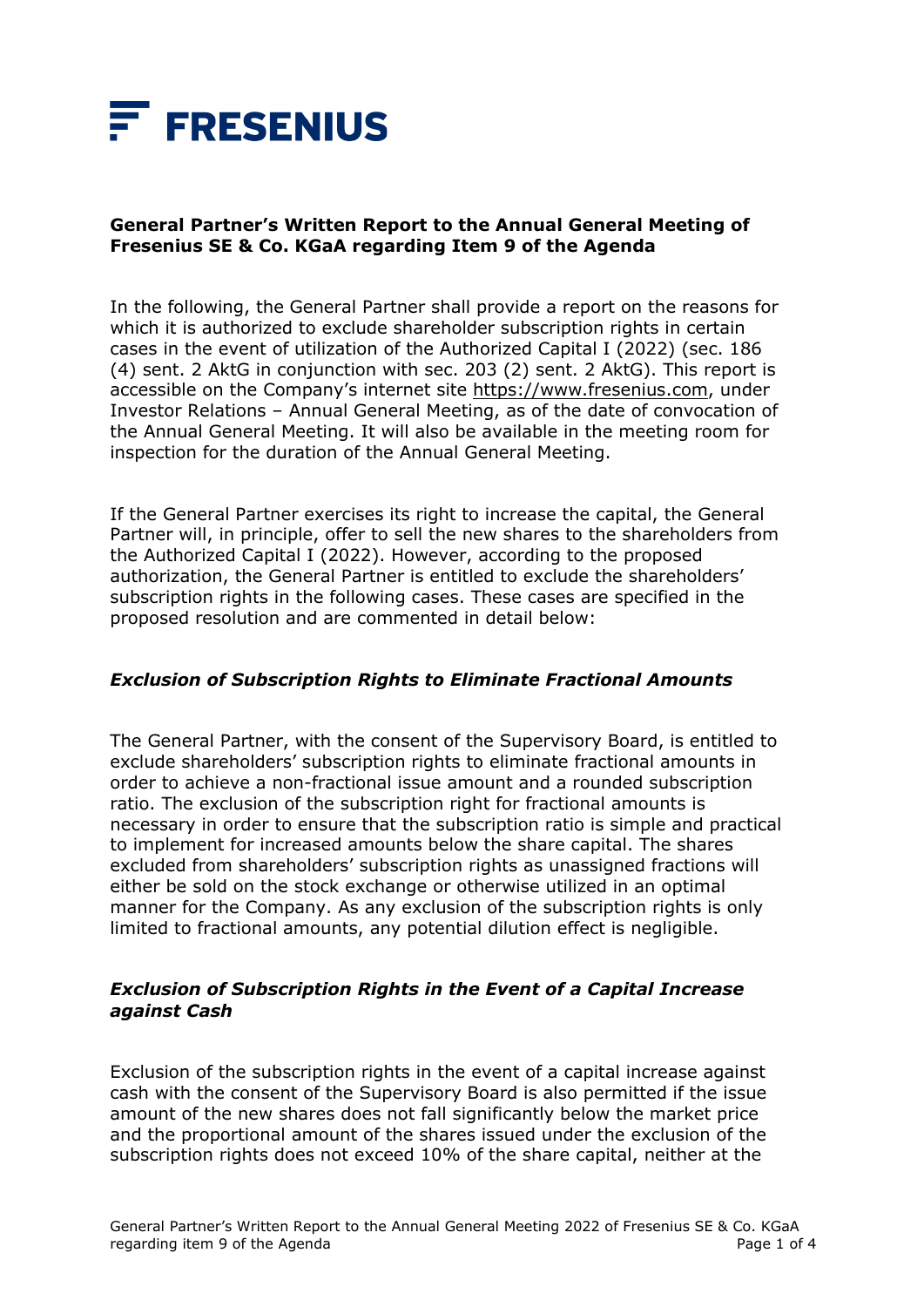FRESENIUS

**General Partner's Written Report to the Annual General Meeting of Fresenius SE & Co. KGaA regarding Item 9 of the Agenda**

In the following, the General Partner shall provide a report on the reasons for which it is authorized to exclude shareholder subscription rights in certain cases in the event of utilization of the Authorized Capital I (2022) (sec. 186 (4) sent. 2 AktG in conjunction with sec. 203 (2) sent. 2 AktG). This report is accessible on the Company's internet site https://www.fresenius.com, under Investor Relations – Annual General Meeting, as of the date of convocation of the Annual General Meeting. It will also be available in the meeting room for inspection for the duration of the Annual General Meeting.

If the General Partner exercises its right to increase the capital, the General Partner will, in principle, offer to sell the new shares to the shareholders from the Authorized Capital I (2022). However, according to the proposed authorization, the General Partner is entitled to exclude the shareholders' subscription rights in the following cases. These cases are specified in the proposed resolution and are commented in detail below:

### *Exclusion of Subscription Rights to Eliminate Fractional Amounts*

The General Partner, with the consent of the Supervisory Board, is entitled to exclude shareholders' subscription rights to eliminate fractional amounts in order to achieve a non-fractional issue amount and a rounded subscription ratio. The exclusion of the subscription right for fractional amounts is necessary in order to ensure that the subscription ratio is simple and practical to implement for increased amounts below the share capital. The shares excluded from shareholders' subscription rights as unassigned fractions will either be sold on the stock exchange or otherwise utilized in an optimal manner for the Company. As any exclusion of the subscription rights is only limited to fractional amounts, any potential dilution effect is negligible.

### *Exclusion of Subscription Rights in the Event of a Capital Increase against Cash*

Exclusion of the subscription rights in the event of a capital increase against cash with the consent of the Supervisory Board is also permitted if the issue amount of the new shares does not fall significantly below the market price and the proportional amount of the shares issued under the exclusion of the subscription rights does not exceed 10% of the share capital, neither at the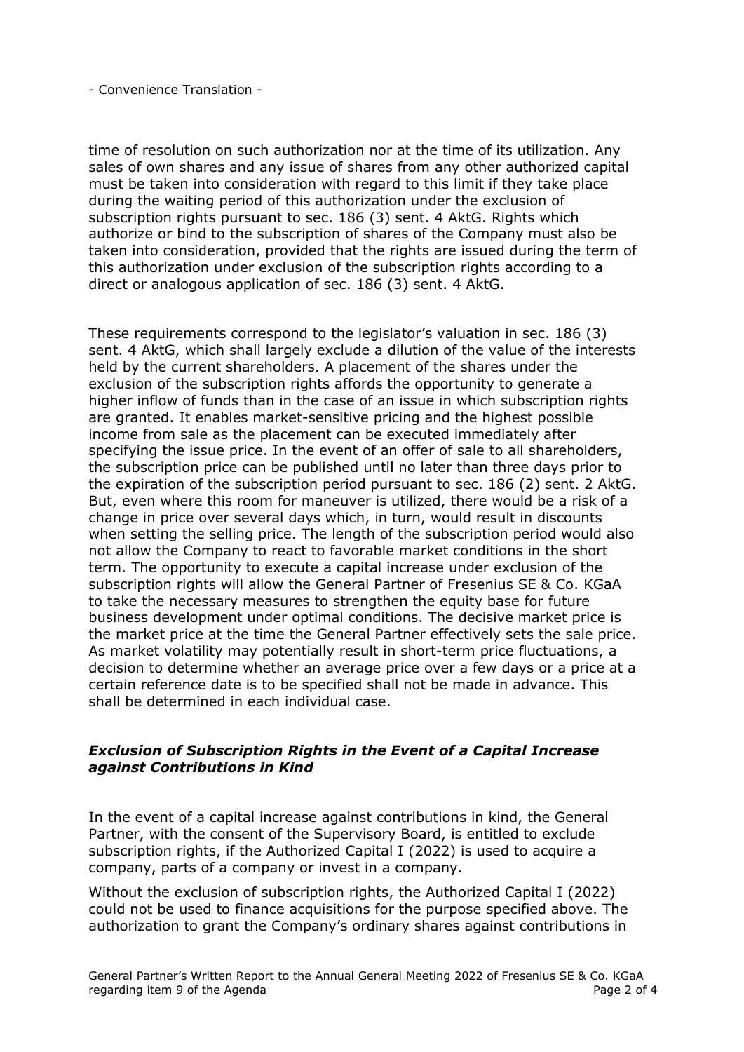- Convenience Translation -

time of resolution on such authorization nor at the time of its utilization. Any sales of own shares and any issue of shares from any other authorized capital must be taken into consideration with regard to this limit if they take place during the waiting period of this authorization under the exclusion of subscription rights pursuant to sec. 186 (3) sent. 4 AktG. Rights which authorize or bind to the subscription of shares of the Company must also be taken into consideration, provided that the rights are issued during the term of this authorization under exclusion of the subscription rights according to a direct or analogous application of sec. 186 (3) sent. 4 AktG.

These requirements correspond to the legislator's valuation in sec. 186 (3) sent. 4 AktG, which shall largely exclude a dilution of the value of the interests held by the current shareholders. A placement of the shares under the exclusion of the subscription rights affords the opportunity to generate a higher inflow of funds than in the case of an issue in which subscription rights are granted. It enables market-sensitive pricing and the highest possible income from sale as the placement can be executed immediately after specifying the issue price. In the event of an offer of sale to all shareholders, the subscription price can be published until no later than three days prior to the expiration of the subscription period pursuant to sec. 186 (2) sent. 2 AktG. But, even where this room for maneuver is utilized, there would be a risk of a change in price over several days which, in turn, would result in discounts when setting the selling price. The length of the subscription period would also not allow the Company to react to favorable market conditions in the short term. The opportunity to execute a capital increase under exclusion of the subscription rights will allow the General Partner of Fresenius SE & Co. KGaA to take the necessary measures to strengthen the equity base for future business development under optimal conditions. The decisive market price is the market price at the time the General Partner effectively sets the sale price. As market volatility may potentially result in short-term price fluctuations, a decision to determine whether an average price over a few days or a price at a certain reference date is to be specified shall not be made in advance. This shall be determined in each individual case.

### *Exclusion of Subscription Rights in the Event of a Capital Increase against Contributions in Kind*

In the event of a capital increase against contributions in kind, the General Partner, with the consent of the Supervisory Board, is entitled to exclude subscription rights, if the Authorized Capital I (2022) is used to acquire a company, parts of a company or invest in a company.

Without the exclusion of subscription rights, the Authorized Capital I (2022) could not be used to finance acquisitions for the purpose specified above. The authorization to grant the Company's ordinary shares against contributions in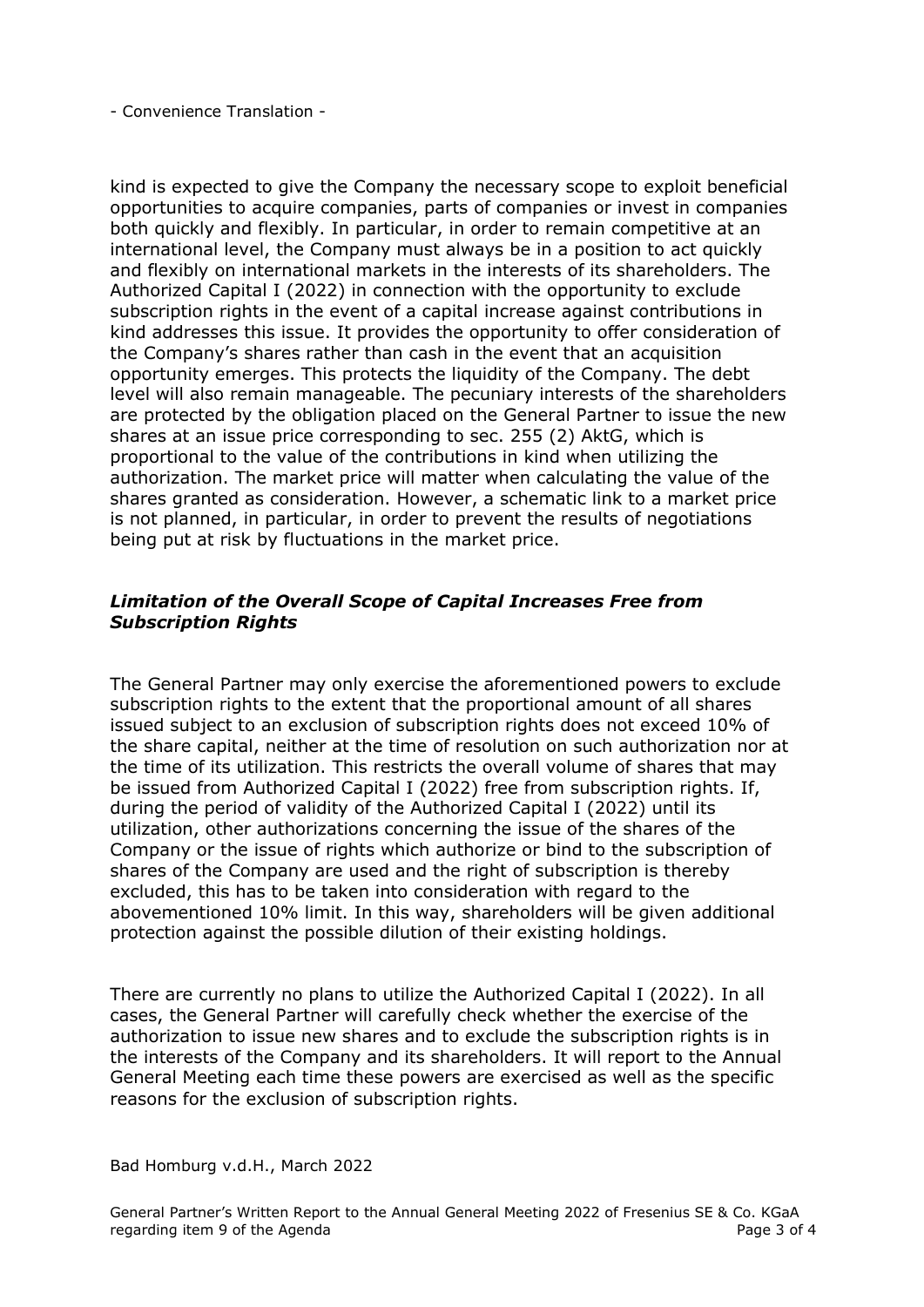kind is expected to give the Company the necessary scope to exploit beneficial opportunities to acquire companies, parts of companies or invest in companies both quickly and flexibly. In particular, in order to remain competitive at an international level, the Company must always be in a position to act quickly and flexibly on international markets in the interests of its shareholders. The Authorized Capital I (2022) in connection with the opportunity to exclude subscription rights in the event of a capital increase against contributions in kind addresses this issue. It provides the opportunity to offer consideration of the Company's shares rather than cash in the event that an acquisition opportunity emerges. This protects the liquidity of the Company. The debt level will also remain manageable. The pecuniary interests of the shareholders are protected by the obligation placed on the General Partner to issue the new shares at an issue price corresponding to sec. 255 (2) AktG, which is proportional to the value of the contributions in kind when utilizing the authorization. The market price will matter when calculating the value of the shares granted as consideration. However, a schematic link to a market price is not planned, in particular, in order to prevent the results of negotiations being put at risk by fluctuations in the market price.

### *Limitation of the Overall Scope of Capital Increases Free from Subscription Rights*

The General Partner may only exercise the aforementioned powers to exclude subscription rights to the extent that the proportional amount of all shares issued subject to an exclusion of subscription rights does not exceed 10% of the share capital, neither at the time of resolution on such authorization nor at the time of its utilization. This restricts the overall volume of shares that may be issued from Authorized Capital I (2022) free from subscription rights. If, during the period of validity of the Authorized Capital I (2022) until its utilization, other authorizations concerning the issue of the shares of the Company or the issue of rights which authorize or bind to the subscription of shares of the Company are used and the right of subscription is thereby excluded, this has to be taken into consideration with regard to the abovementioned 10% limit. In this way, shareholders will be given additional protection against the possible dilution of their existing holdings.

There are currently no plans to utilize the Authorized Capital I (2022). In all cases, the General Partner will carefully check whether the exercise of the authorization to issue new shares and to exclude the subscription rights is in the interests of the Company and its shareholders. It will report to the Annual General Meeting each time these powers are exercised as well as the specific reasons for the exclusion of subscription rights.

Bad Homburg v.d.H., March 2022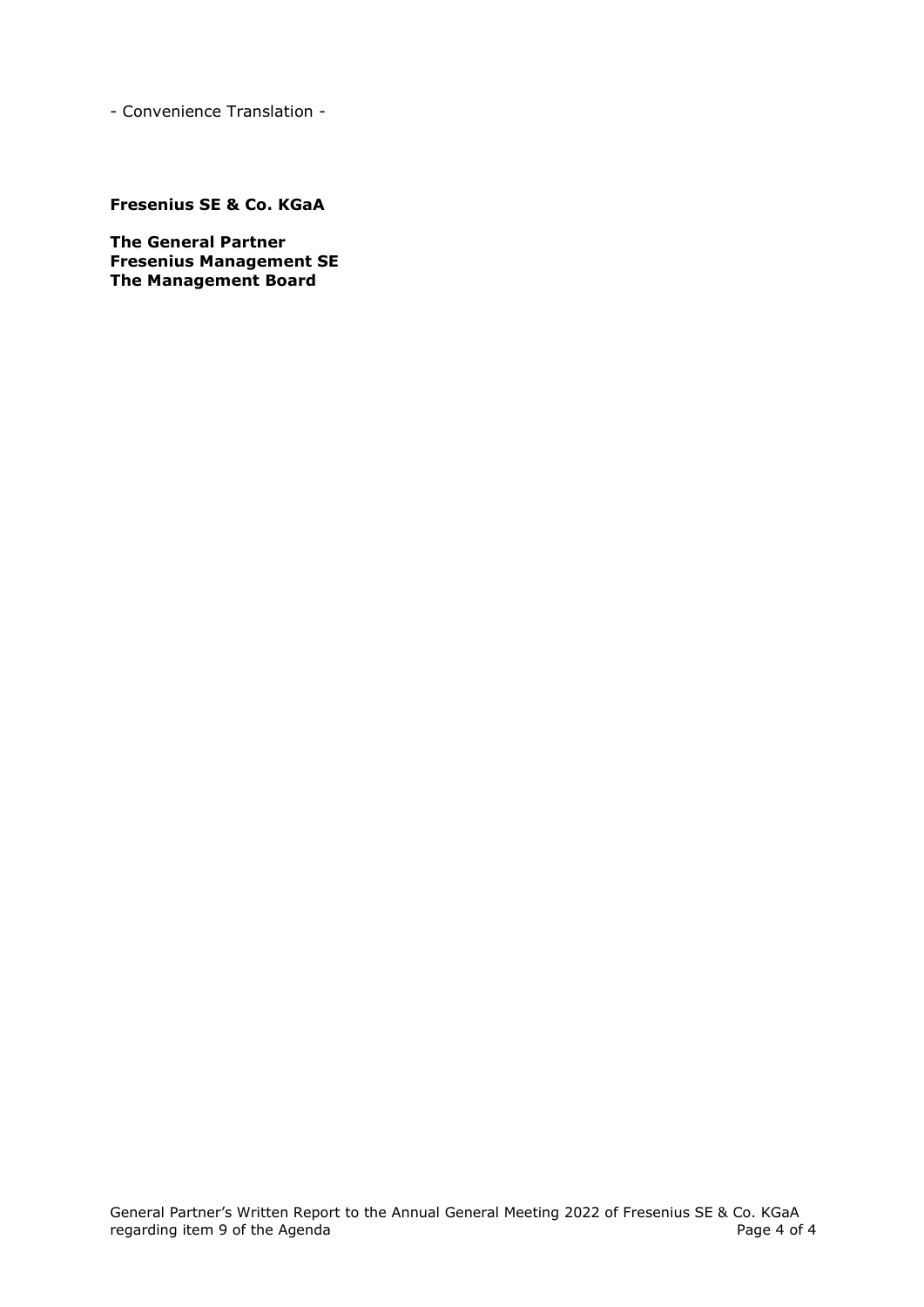- Convenience Translation -

**Fresenius SE & Co. KGaA**

**The General Partner**
**Fresenius Management SE**
**The Management Board**